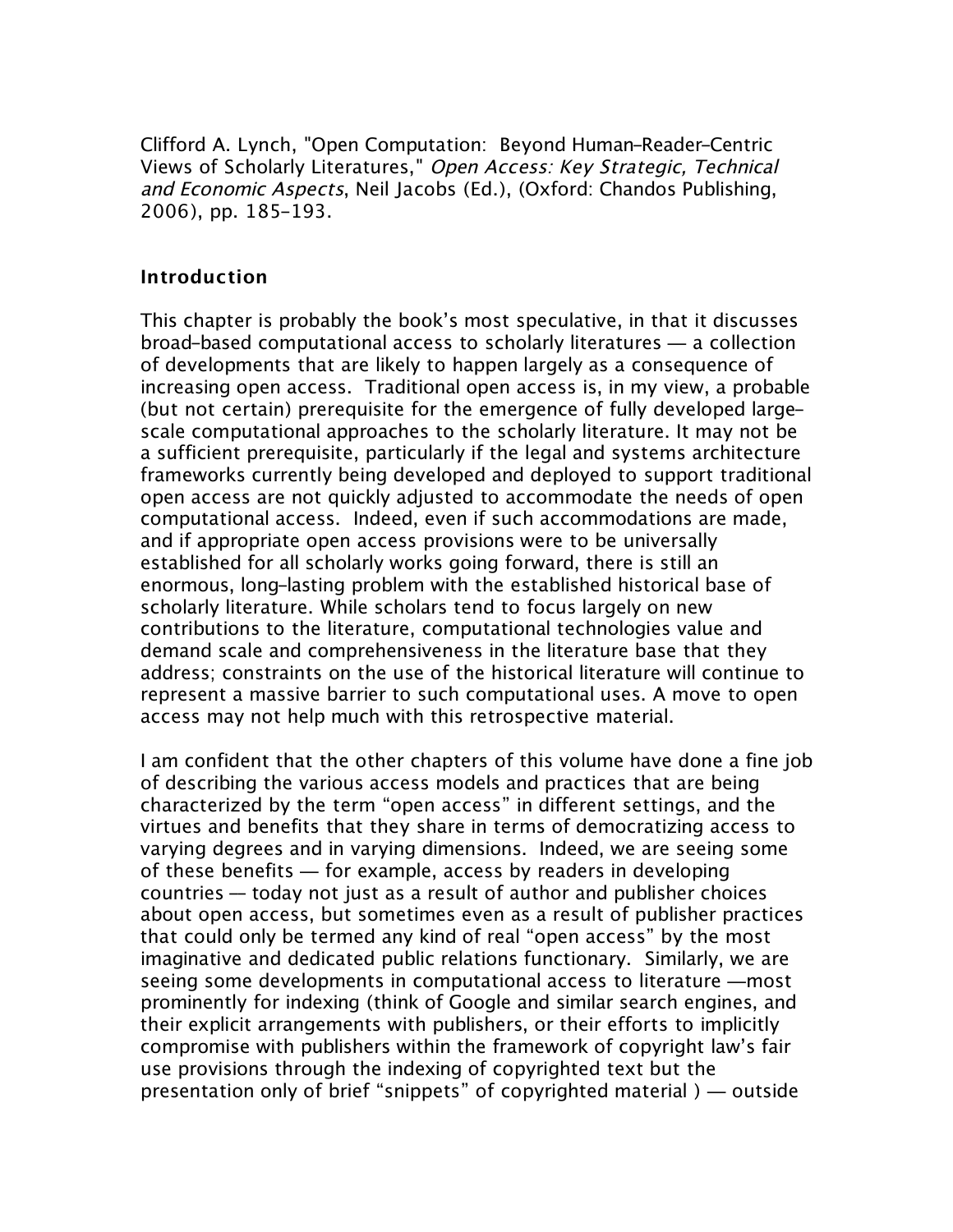Clifford A. Lynch, "Open Computation: Beyond Human-Reader-Centric Views of Scholarly Literatures," *Open Access: Key Strategic, Technical and Economic Aspects*, Neil Jacobs (Ed.), (Oxford: Chandos Publishing, 2006), pp. 185-193.

## Introduction

This chapter is probably the book's most speculative, in that it discusses broad-based computational access to scholarly literatures — a collection of developments that are likely to happen largely as a consequence of increasing open access. Traditional open access is, in my view, a probable (but not certain) prerequisite for the emergence of fully developed large-scale computational approaches to the scholarly literature. It may not be a sufficient prerequisite, particularly if the legal and systems architecture frameworks currently being developed and deployed to support traditional open access are not quickly adjusted to accommodate the needs of open computational access. Indeed, even if such accommodations are made, and if appropriate open access provisions were to be universally established for all scholarly works going forward, there is still an enormous, long-lasting problem with the established historical base of scholarly literature. While scholars tend to focus largely on new contributions to the literature, computational technologies value and demand scale and comprehensiveness in the literature base that they address; constraints on the use of the historical literature will continue to represent a massive barrier to such computational uses. A move to open access may not help much with this retrospective material.

I am confident that the other chapters of this volume have done a fine job of describing the various access models and practices that are being characterized by the term "open access" in different settings, and the virtues and benefits that they share in terms of democratizing access to varying degrees and in varying dimensions. Indeed, we are seeing some of these benefits — for example, access by readers in developing countries — today not just as a result of author and publisher choices about open access, but sometimes even as a result of publisher practices that could only be termed any kind of real "open access" by the most imaginative and dedicated public relations functionary. Similarly, we are seeing some developments in computational access to literature —most prominently for indexing (think of Google and similar search engines, and their explicit arrangements with publishers, or their efforts to implicitly compromise with publishers within the framework of copyright law's fair use provisions through the indexing of copyrighted text but the presentation only of brief "snippets" of copyrighted material ) — outside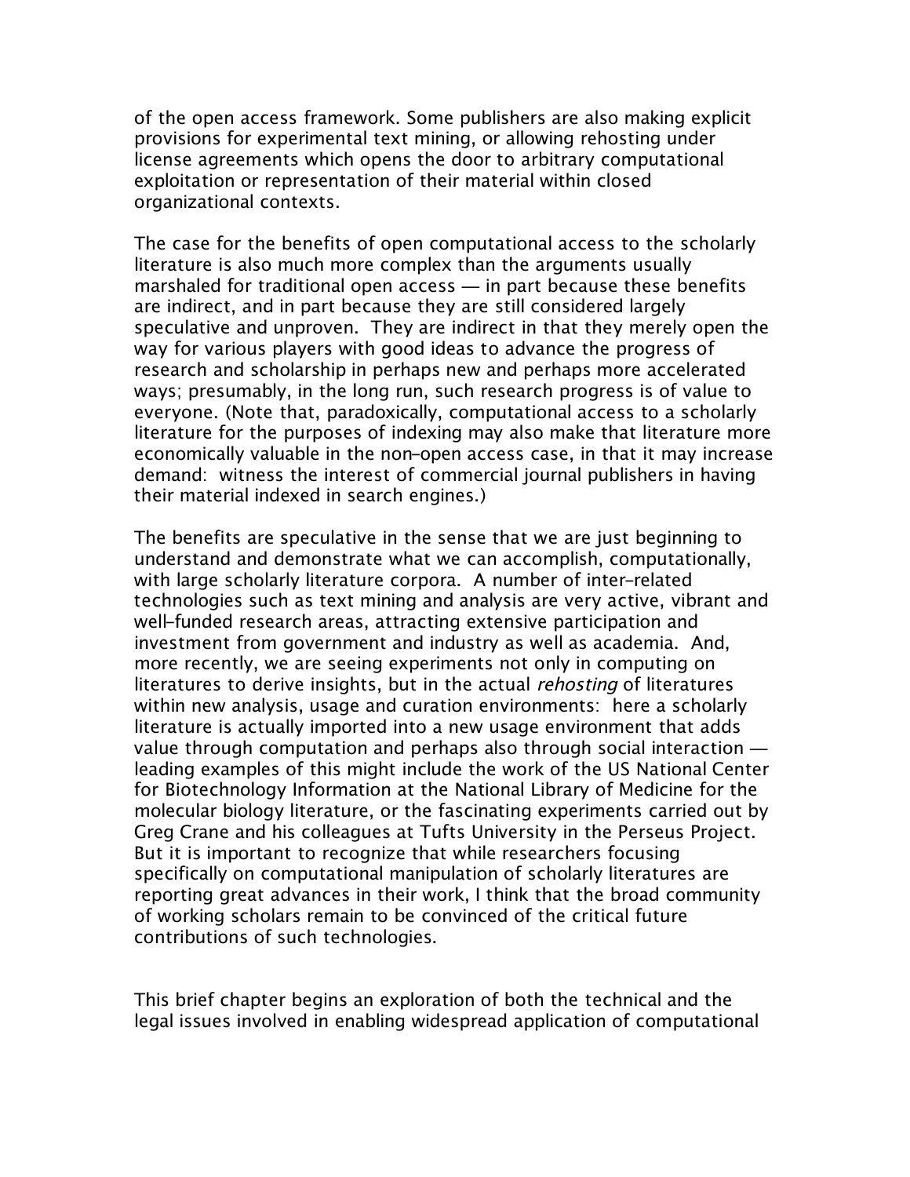of the open access framework. Some publishers are also making explicit provisions for experimental text mining, or allowing rehosting under license agreements which opens the door to arbitrary computational exploitation or representation of their material within closed organizational contexts.

The case for the benefits of open computational access to the scholarly literature is also much more complex than the arguments usually marshaled for traditional open access — in part because these benefits are indirect, and in part because they are still considered largely speculative and unproven. They are indirect in that they merely open the way for various players with good ideas to advance the progress of research and scholarship in perhaps new and perhaps more accelerated ways; presumably, in the long run, such research progress is of value to everyone. (Note that, paradoxically, computational access to a scholarly literature for the purposes of indexing may also make that literature more economically valuable in the non-open access case, in that it may increase demand: witness the interest of commercial journal publishers in having their material indexed in search engines.)

The benefits are speculative in the sense that we are just beginning to understand and demonstrate what we can accomplish, computationally, with large scholarly literature corpora. A number of inter-related technologies such as text mining and analysis are very active, vibrant and well-funded research areas, attracting extensive participation and investment from government and industry as well as academia. And, more recently, we are seeing experiments not only in computing on literatures to derive insights, but in the actual *rehosting* of literatures within new analysis, usage and curation environments: here a scholarly literature is actually imported into a new usage environment that adds value through computation and perhaps also through social interaction — leading examples of this might include the work of the US National Center for Biotechnology Information at the National Library of Medicine for the molecular biology literature, or the fascinating experiments carried out by Greg Crane and his colleagues at Tufts University in the Perseus Project. But it is important to recognize that while researchers focusing specifically on computational manipulation of scholarly literatures are reporting great advances in their work, I think that the broad community of working scholars remain to be convinced of the critical future contributions of such technologies.

This brief chapter begins an exploration of both the technical and the legal issues involved in enabling widespread application of computational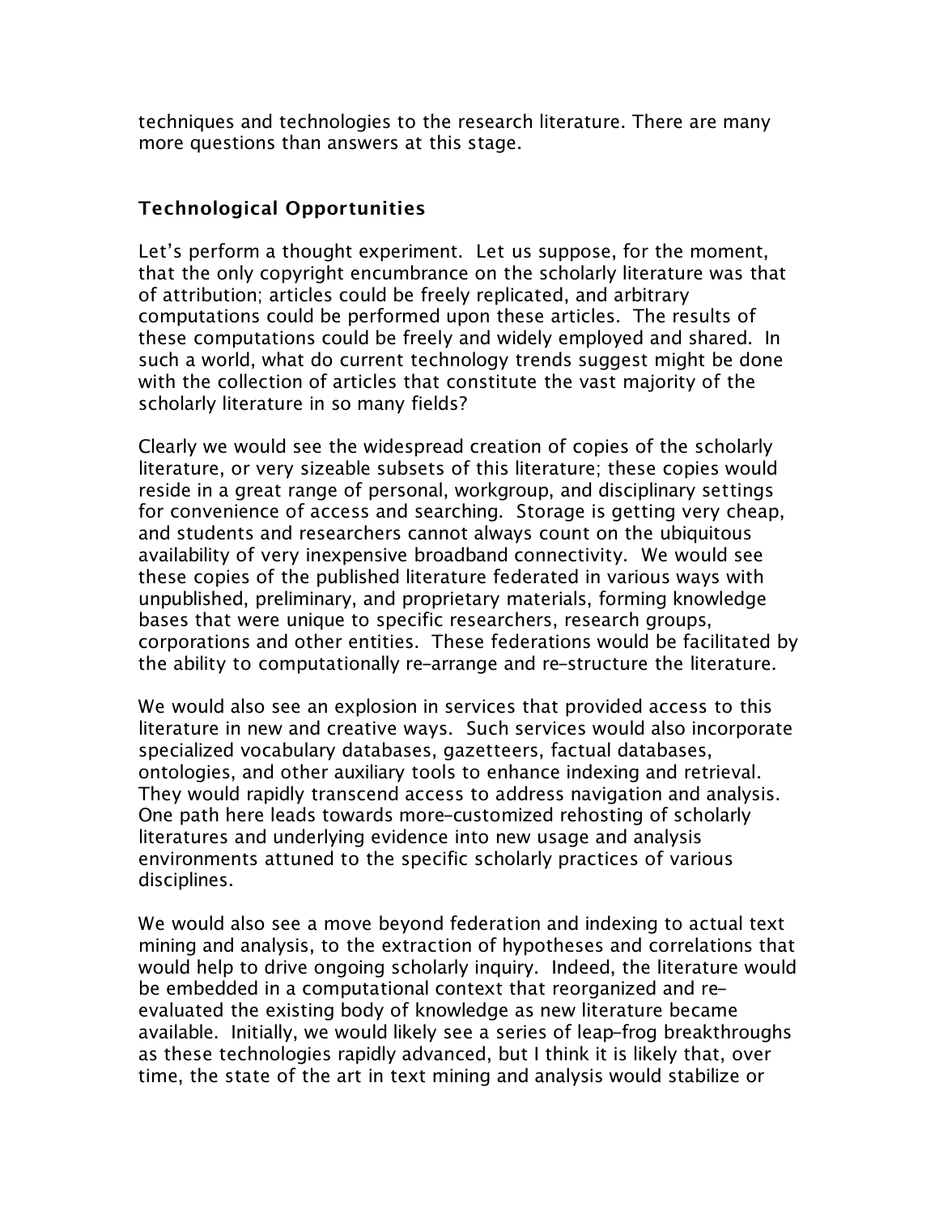techniques and technologies to the research literature. There are many more questions than answers at this stage.

## Technological Opportunities

Let's perform a thought experiment. Let us suppose, for the moment, that the only copyright encumbrance on the scholarly literature was that of attribution; articles could be freely replicated, and arbitrary computations could be performed upon these articles. The results of these computations could be freely and widely employed and shared. In such a world, what do current technology trends suggest might be done with the collection of articles that constitute the vast majority of the scholarly literature in so many fields?

Clearly we would see the widespread creation of copies of the scholarly literature, or very sizeable subsets of this literature; these copies would reside in a great range of personal, workgroup, and disciplinary settings for convenience of access and searching. Storage is getting very cheap, and students and researchers cannot always count on the ubiquitous availability of very inexpensive broadband connectivity. We would see these copies of the published literature federated in various ways with unpublished, preliminary, and proprietary materials, forming knowledge bases that were unique to specific researchers, research groups, corporations and other entities. These federations would be facilitated by the ability to computationally re-arrange and re-structure the literature.

We would also see an explosion in services that provided access to this literature in new and creative ways. Such services would also incorporate specialized vocabulary databases, gazetteers, factual databases, ontologies, and other auxiliary tools to enhance indexing and retrieval. They would rapidly transcend access to address navigation and analysis. One path here leads towards more-customized rehosting of scholarly literatures and underlying evidence into new usage and analysis environments attuned to the specific scholarly practices of various disciplines.

We would also see a move beyond federation and indexing to actual text mining and analysis, to the extraction of hypotheses and correlations that would help to drive ongoing scholarly inquiry. Indeed, the literature would be embedded in a computational context that reorganized and re-evaluated the existing body of knowledge as new literature became available. Initially, we would likely see a series of leap-frog breakthroughs as these technologies rapidly advanced, but I think it is likely that, over time, the state of the art in text mining and analysis would stabilize or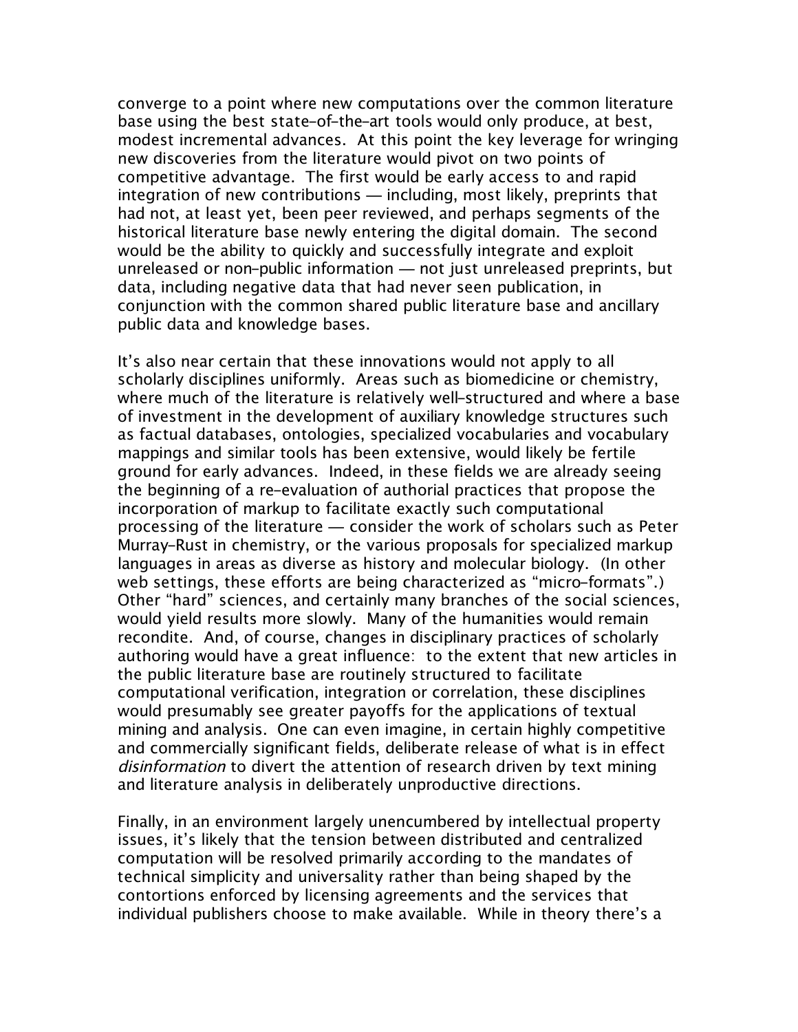converge to a point where new computations over the common literature base using the best state-of-the-art tools would only produce, at best, modest incremental advances. At this point the key leverage for wringing new discoveries from the literature would pivot on two points of competitive advantage. The first would be early access to and rapid integration of new contributions — including, most likely, preprints that had not, at least yet, been peer reviewed, and perhaps segments of the historical literature base newly entering the digital domain. The second would be the ability to quickly and successfully integrate and exploit unreleased or non-public information — not just unreleased preprints, but data, including negative data that had never seen publication, in conjunction with the common shared public literature base and ancillary public data and knowledge bases.

It's also near certain that these innovations would not apply to all scholarly disciplines uniformly. Areas such as biomedicine or chemistry, where much of the literature is relatively well-structured and where a base of investment in the development of auxiliary knowledge structures such as factual databases, ontologies, specialized vocabularies and vocabulary mappings and similar tools has been extensive, would likely be fertile ground for early advances. Indeed, in these fields we are already seeing the beginning of a re-evaluation of authorial practices that propose the incorporation of markup to facilitate exactly such computational processing of the literature — consider the work of scholars such as Peter Murray-Rust in chemistry, or the various proposals for specialized markup languages in areas as diverse as history and molecular biology. (In other web settings, these efforts are being characterized as "micro-formats".) Other "hard" sciences, and certainly many branches of the social sciences, would yield results more slowly. Many of the humanities would remain recondite. And, of course, changes in disciplinary practices of scholarly authoring would have a great influence: to the extent that new articles in the public literature base are routinely structured to facilitate computational verification, integration or correlation, these disciplines would presumably see greater payoffs for the applications of textual mining and analysis. One can even imagine, in certain highly competitive and commercially significant fields, deliberate release of what is in effect *disinformation* to divert the attention of research driven by text mining and literature analysis in deliberately unproductive directions.

Finally, in an environment largely unencumbered by intellectual property issues, it's likely that the tension between distributed and centralized computation will be resolved primarily according to the mandates of technical simplicity and universality rather than being shaped by the contortions enforced by licensing agreements and the services that individual publishers choose to make available. While in theory there's a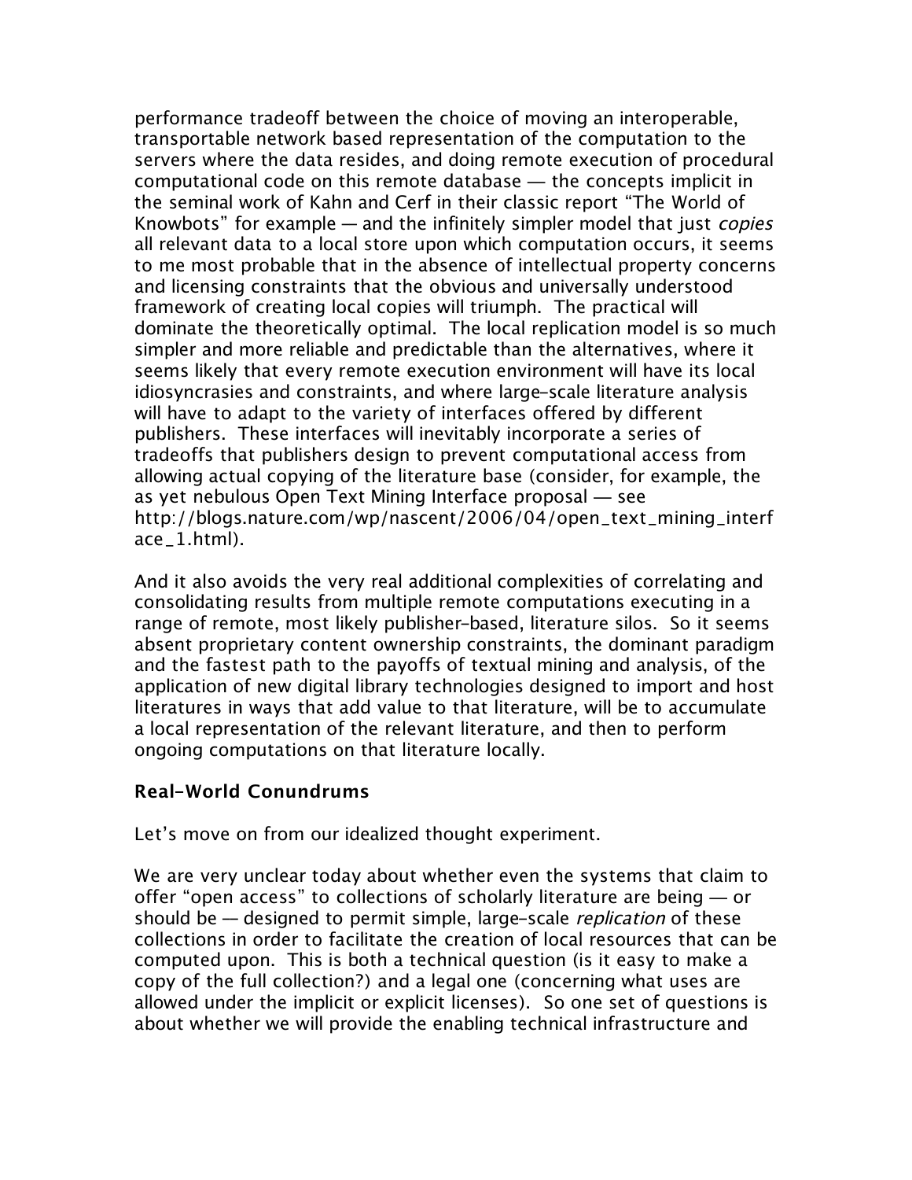performance tradeoff between the choice of moving an interoperable, transportable network based representation of the computation to the servers where the data resides, and doing remote execution of procedural computational code on this remote database — the concepts implicit in the seminal work of Kahn and Cerf in their classic report "The World of Knowbots" for example — and the infinitely simpler model that just *copies* all relevant data to a local store upon which computation occurs, it seems to me most probable that in the absence of intellectual property concerns and licensing constraints that the obvious and universally understood framework of creating local copies will triumph. The practical will dominate the theoretically optimal. The local replication model is so much simpler and more reliable and predictable than the alternatives, where it seems likely that every remote execution environment will have its local idiosyncrasies and constraints, and where large-scale literature analysis will have to adapt to the variety of interfaces offered by different publishers. These interfaces will inevitably incorporate a series of tradeoffs that publishers design to prevent computational access from allowing actual copying of the literature base (consider, for example, the as yet nebulous Open Text Mining Interface proposal — see http://blogs.nature.com/wp/nascent/2006/04/open_text_mining_interface_1.html).

And it also avoids the very real additional complexities of correlating and consolidating results from multiple remote computations executing in a range of remote, most likely publisher-based, literature silos. So it seems absent proprietary content ownership constraints, the dominant paradigm and the fastest path to the payoffs of textual mining and analysis, of the application of new digital library technologies designed to import and host literatures in ways that add value to that literature, will be to accumulate a local representation of the relevant literature, and then to perform ongoing computations on that literature locally.

## Real-World Conundrums

Let's move on from our idealized thought experiment.

We are very unclear today about whether even the systems that claim to offer "open access" to collections of scholarly literature are being — or should be — designed to permit simple, large-scale *replication* of these collections in order to facilitate the creation of local resources that can be computed upon. This is both a technical question (is it easy to make a copy of the full collection?) and a legal one (concerning what uses are allowed under the implicit or explicit licenses). So one set of questions is about whether we will provide the enabling technical infrastructure and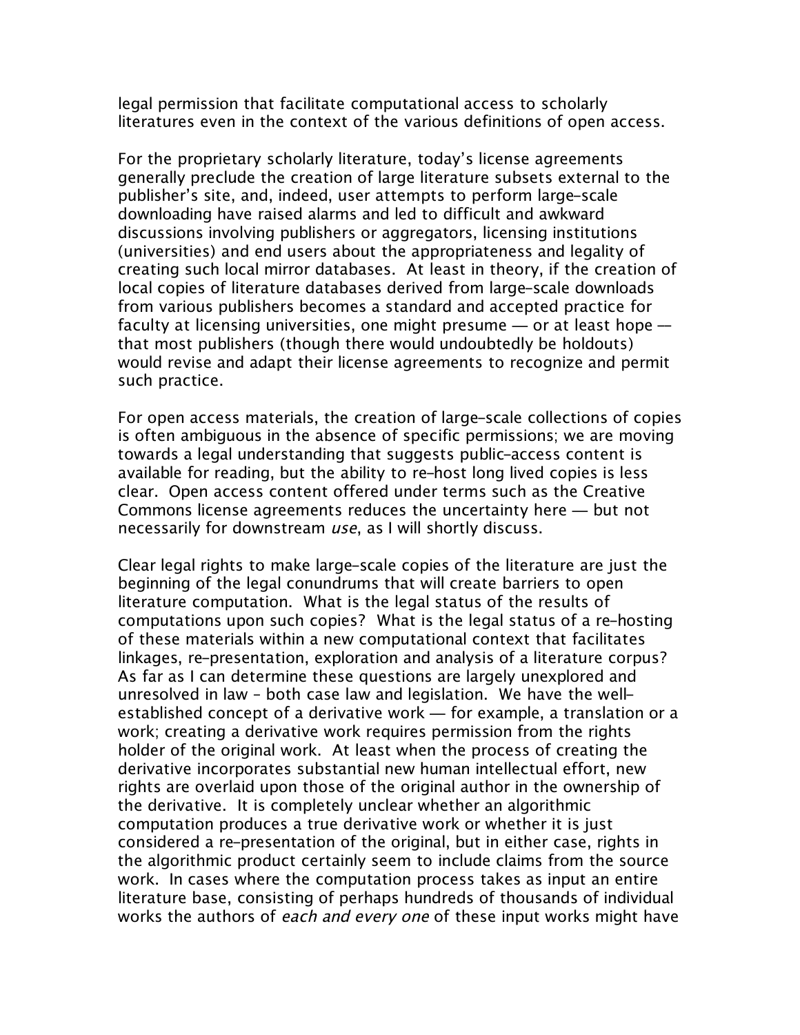legal permission that facilitate computational access to scholarly literatures even in the context of the various definitions of open access.

For the proprietary scholarly literature, today's license agreements generally preclude the creation of large literature subsets external to the publisher's site, and, indeed, user attempts to perform large-scale downloading have raised alarms and led to difficult and awkward discussions involving publishers or aggregators, licensing institutions (universities) and end users about the appropriateness and legality of creating such local mirror databases. At least in theory, if the creation of local copies of literature databases derived from large-scale downloads from various publishers becomes a standard and accepted practice for faculty at licensing universities, one might presume — or at least hope — that most publishers (though there would undoubtedly be holdouts) would revise and adapt their license agreements to recognize and permit such practice.

For open access materials, the creation of large-scale collections of copies is often ambiguous in the absence of specific permissions; we are moving towards a legal understanding that suggests public-access content is available for reading, but the ability to re-host long lived copies is less clear. Open access content offered under terms such as the Creative Commons license agreements reduces the uncertainty here — but not necessarily for downstream *use*, as I will shortly discuss.

Clear legal rights to make large-scale copies of the literature are just the beginning of the legal conundrums that will create barriers to open literature computation. What is the legal status of the results of computations upon such copies? What is the legal status of a re-hosting of these materials within a new computational context that facilitates linkages, re-presentation, exploration and analysis of a literature corpus? As far as I can determine these questions are largely unexplored and unresolved in law – both case law and legislation. We have the well-established concept of a derivative work — for example, a translation or a work; creating a derivative work requires permission from the rights holder of the original work. At least when the process of creating the derivative incorporates substantial new human intellectual effort, new rights are overlaid upon those of the original author in the ownership of the derivative. It is completely unclear whether an algorithmic computation produces a true derivative work or whether it is just considered a re-presentation of the original, but in either case, rights in the algorithmic product certainly seem to include claims from the source work. In cases where the computation process takes as input an entire literature base, consisting of perhaps hundreds of thousands of individual works the authors of *each and every one* of these input works might have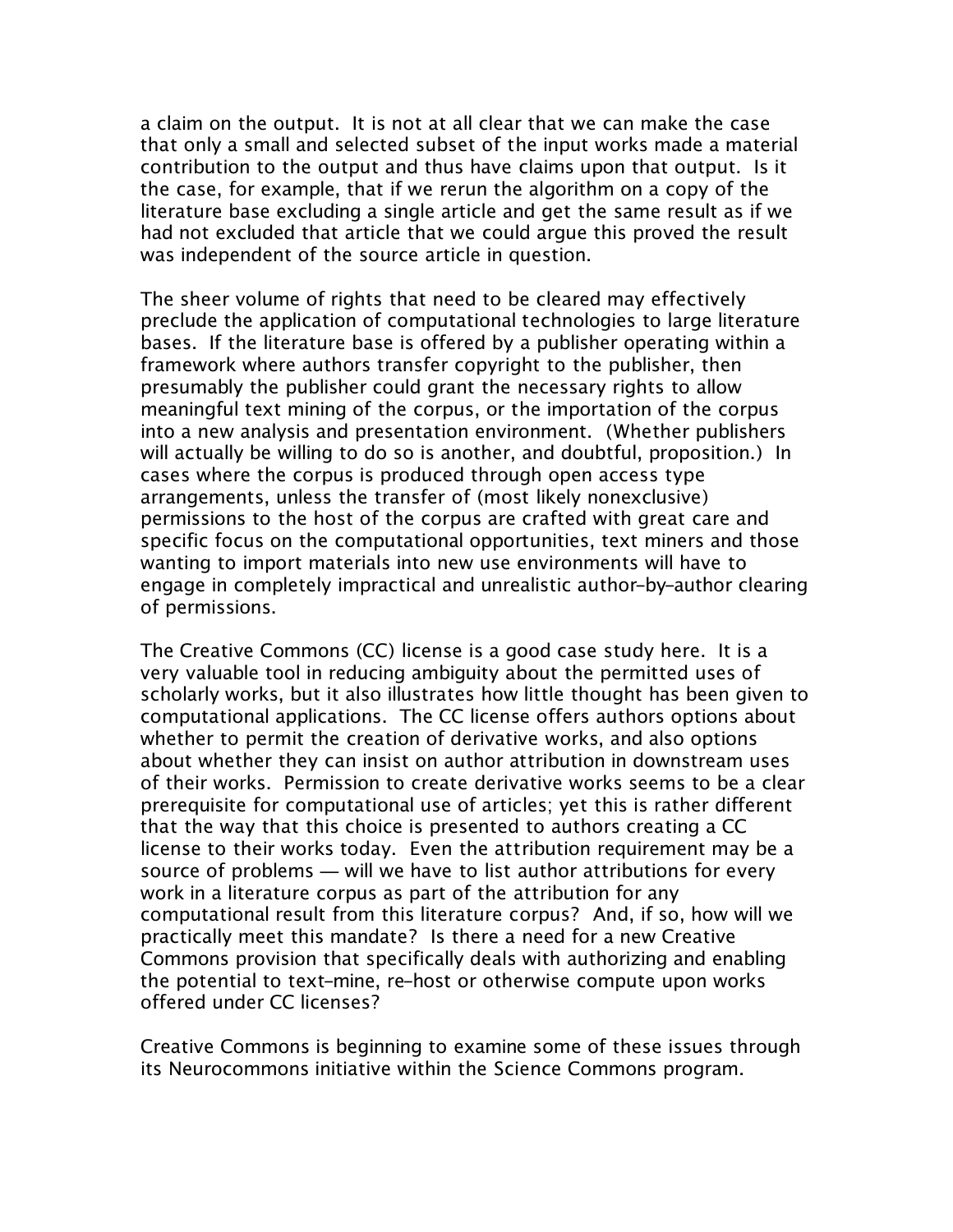a claim on the output. It is not at all clear that we can make the case that only a small and selected subset of the input works made a material contribution to the output and thus have claims upon that output. Is it the case, for example, that if we rerun the algorithm on a copy of the literature base excluding a single article and get the same result as if we had not excluded that article that we could argue this proved the result was independent of the source article in question.

The sheer volume of rights that need to be cleared may effectively preclude the application of computational technologies to large literature bases. If the literature base is offered by a publisher operating within a framework where authors transfer copyright to the publisher, then presumably the publisher could grant the necessary rights to allow meaningful text mining of the corpus, or the importation of the corpus into a new analysis and presentation environment. (Whether publishers will actually be willing to do so is another, and doubtful, proposition.) In cases where the corpus is produced through open access type arrangements, unless the transfer of (most likely nonexclusive) permissions to the host of the corpus are crafted with great care and specific focus on the computational opportunities, text miners and those wanting to import materials into new use environments will have to engage in completely impractical and unrealistic author-by-author clearing of permissions.

The Creative Commons (CC) license is a good case study here. It is a very valuable tool in reducing ambiguity about the permitted uses of scholarly works, but it also illustrates how little thought has been given to computational applications. The CC license offers authors options about whether to permit the creation of derivative works, and also options about whether they can insist on author attribution in downstream uses of their works. Permission to create derivative works seems to be a clear prerequisite for computational use of articles; yet this is rather different that the way that this choice is presented to authors creating a CC license to their works today. Even the attribution requirement may be a source of problems — will we have to list author attributions for every work in a literature corpus as part of the attribution for any computational result from this literature corpus? And, if so, how will we practically meet this mandate? Is there a need for a new Creative Commons provision that specifically deals with authorizing and enabling the potential to text-mine, re-host or otherwise compute upon works offered under CC licenses?

Creative Commons is beginning to examine some of these issues through its Neurocommons initiative within the Science Commons program.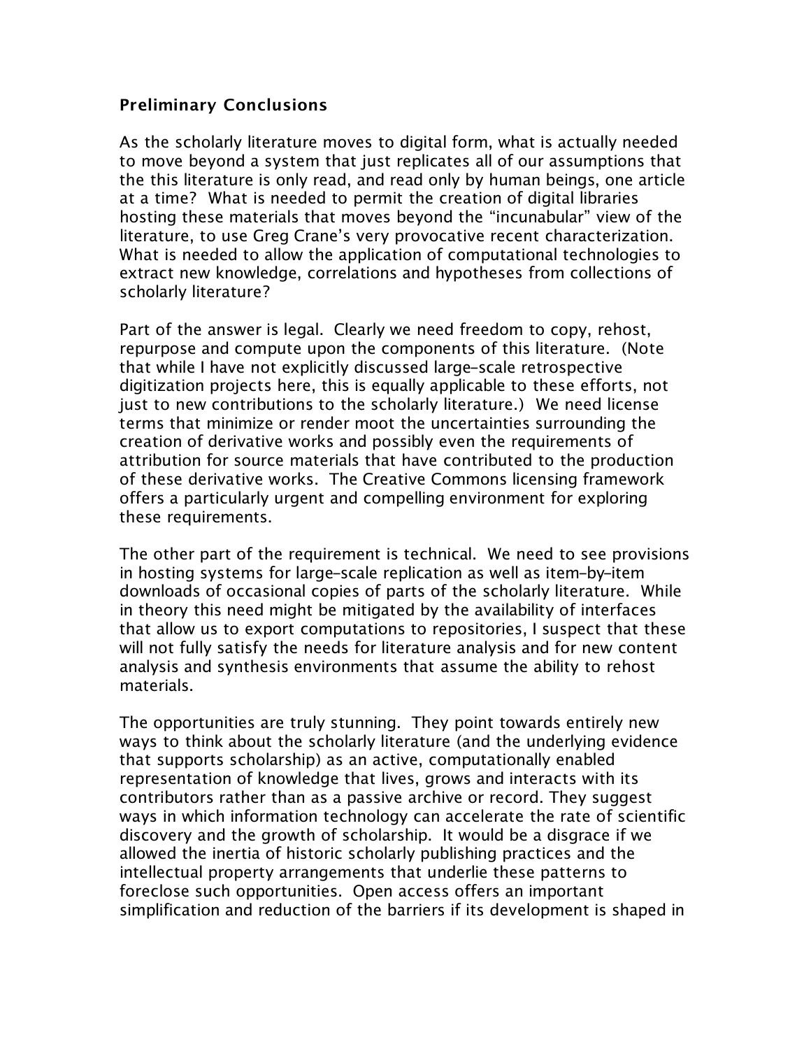### Preliminary Conclusions

As the scholarly literature moves to digital form, what is actually needed to move beyond a system that just replicates all of our assumptions that the this literature is only read, and read only by human beings, one article at a time? What is needed to permit the creation of digital libraries hosting these materials that moves beyond the "incunabular" view of the literature, to use Greg Crane's very provocative recent characterization. What is needed to allow the application of computational technologies to extract new knowledge, correlations and hypotheses from collections of scholarly literature?

Part of the answer is legal. Clearly we need freedom to copy, rehost, repurpose and compute upon the components of this literature. (Note that while I have not explicitly discussed large-scale retrospective digitization projects here, this is equally applicable to these efforts, not just to new contributions to the scholarly literature.) We need license terms that minimize or render moot the uncertainties surrounding the creation of derivative works and possibly even the requirements of attribution for source materials that have contributed to the production of these derivative works. The Creative Commons licensing framework offers a particularly urgent and compelling environment for exploring these requirements.

The other part of the requirement is technical. We need to see provisions in hosting systems for large-scale replication as well as item-by-item downloads of occasional copies of parts of the scholarly literature. While in theory this need might be mitigated by the availability of interfaces that allow us to export computations to repositories, I suspect that these will not fully satisfy the needs for literature analysis and for new content analysis and synthesis environments that assume the ability to rehost materials.

The opportunities are truly stunning. They point towards entirely new ways to think about the scholarly literature (and the underlying evidence that supports scholarship) as an active, computationally enabled representation of knowledge that lives, grows and interacts with its contributors rather than as a passive archive or record. They suggest ways in which information technology can accelerate the rate of scientific discovery and the growth of scholarship. It would be a disgrace if we allowed the inertia of historic scholarly publishing practices and the intellectual property arrangements that underlie these patterns to foreclose such opportunities. Open access offers an important simplification and reduction of the barriers if its development is shaped in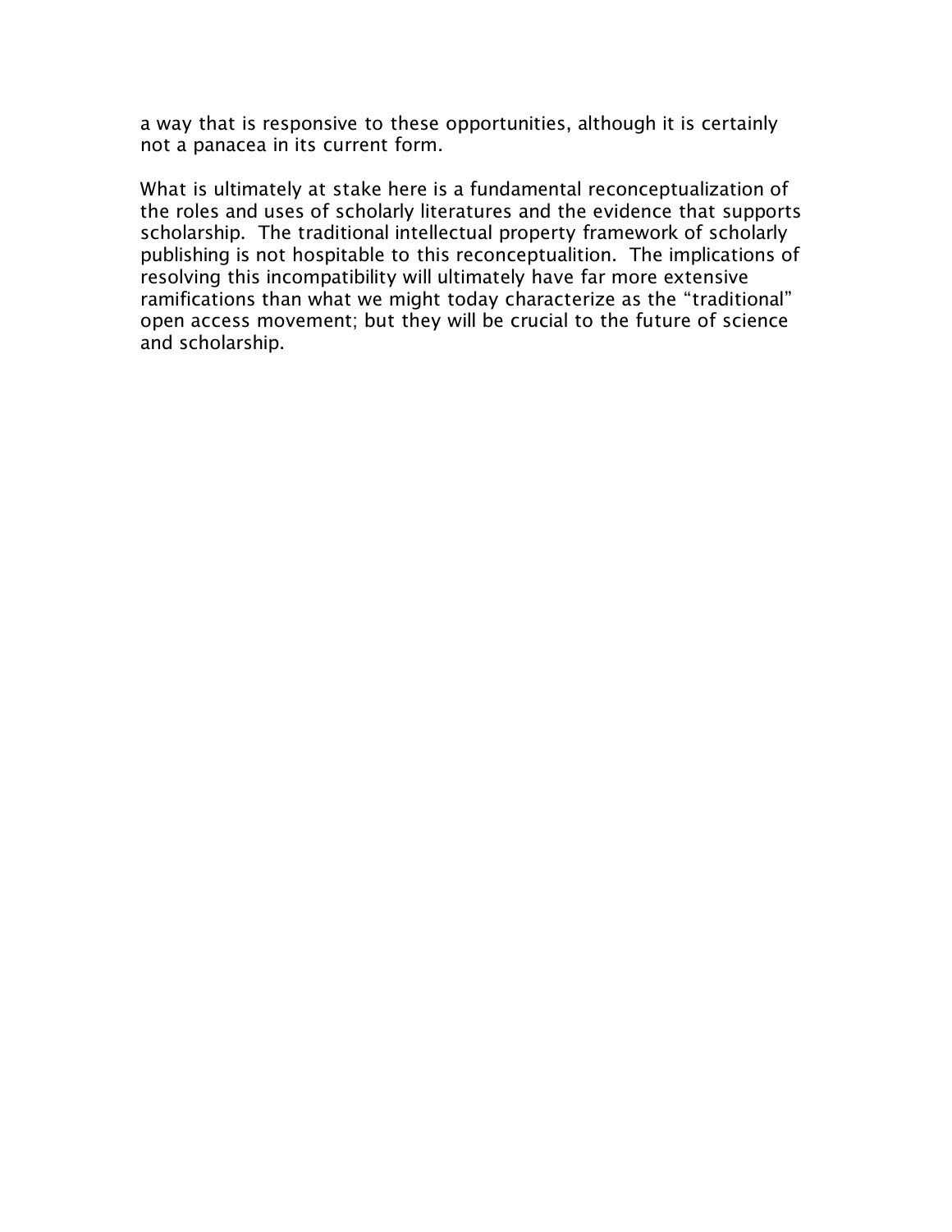a way that is responsive to these opportunities, although it is certainly not a panacea in its current form.

What is ultimately at stake here is a fundamental reconceptualization of the roles and uses of scholarly literatures and the evidence that supports scholarship. The traditional intellectual property framework of scholarly publishing is not hospitable to this reconceptualition. The implications of resolving this incompatibility will ultimately have far more extensive ramifications than what we might today characterize as the "traditional" open access movement; but they will be crucial to the future of science and scholarship.